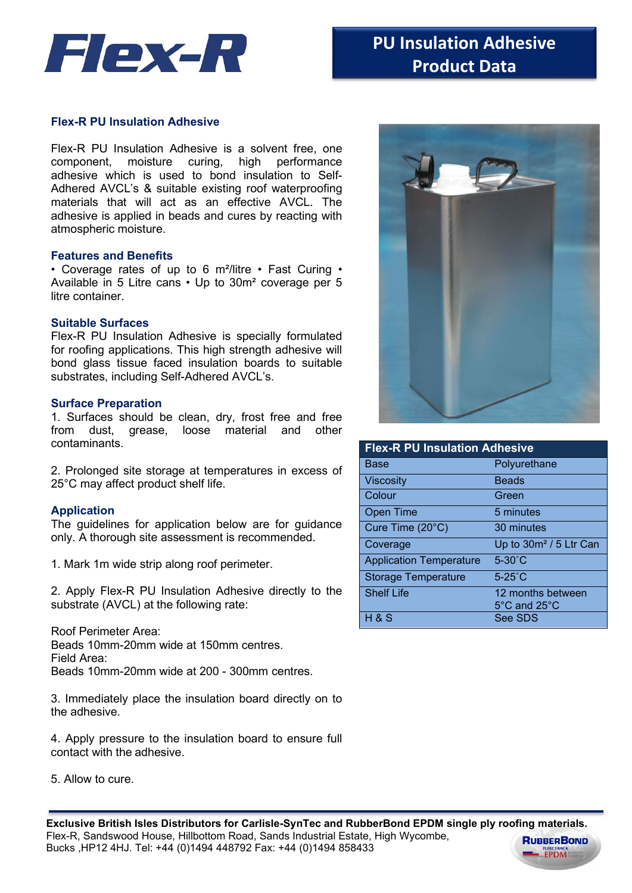# PU Insulation Adhesive Product Data

## Flex-R PU Insulation Adhesive

Flex-R PU Insulation Adhesive is a solvent free, one component, moisture curing, high performance adhesive which is used to bond insulation to Self-Adhered AVCL's & suitable existing roof waterproofing materials that will act as an effective AVCL. The adhesive is applied in beads and cures by reacting with atmospheric moisture.

## Features and Benefits

• Coverage rates of up to 6 m²/litre • Fast Curing • Available in 5 Litre cans • Up to 30m² coverage per 5 litre container.

## Suitable Surfaces

Flex-R PU Insulation Adhesive is specially formulated for roofing applications. This high strength adhesive will bond glass tissue faced insulation boards to suitable substrates, including Self-Adhered AVCL's.

## Surface Preparation

1. Surfaces should be clean, dry, frost free and free from dust, grease, loose material and other contaminants.

2. Prolonged site storage at temperatures in excess of 25°C may affect product shelf life.

## Application

The guidelines for application below are for guidance only. A thorough site assessment is recommended.

1. Mark 1m wide strip along roof perimeter.

2. Apply Flex-R PU Insulation Adhesive directly to the substrate (AVCL) at the following rate:

Roof Perimeter Area:
Beads 10mm-20mm wide at 150mm centres.
Field Area:
Beads 10mm-20mm wide at 200 - 300mm centres.

3. Immediately place the insulation board directly on to the adhesive.

4. Apply pressure to the insulation board to ensure full contact with the adhesive.

5. Allow to cure.

| Flex-R PU Insulation Adhesive | |
|---|---|
| Base | Polyurethane |
| Viscosity | Beads |
| Colour | Green |
| Open Time | 5 minutes |
| Cure Time (20°C) | 30 minutes |
| Coverage | Up to 30m² / 5 Ltr Can |
| Application Temperature | 5-30˚C |
| Storage Temperature | 5-25˚C |
| Shelf Life | 12 months between 5°C and 25°C |
| H & S | See SDS |

**Exclusive British Isles Distributors for Carlisle-SynTec and RubberBond EPDM single ply roofing materials.**
Flex-R, Sandswood House, Hillbottom Road, Sands Industrial Estate, High Wycombe, Bucks ,HP12 4HJ. Tel: +44 (0)1494 448792 Fax: +44 (0)1494 858433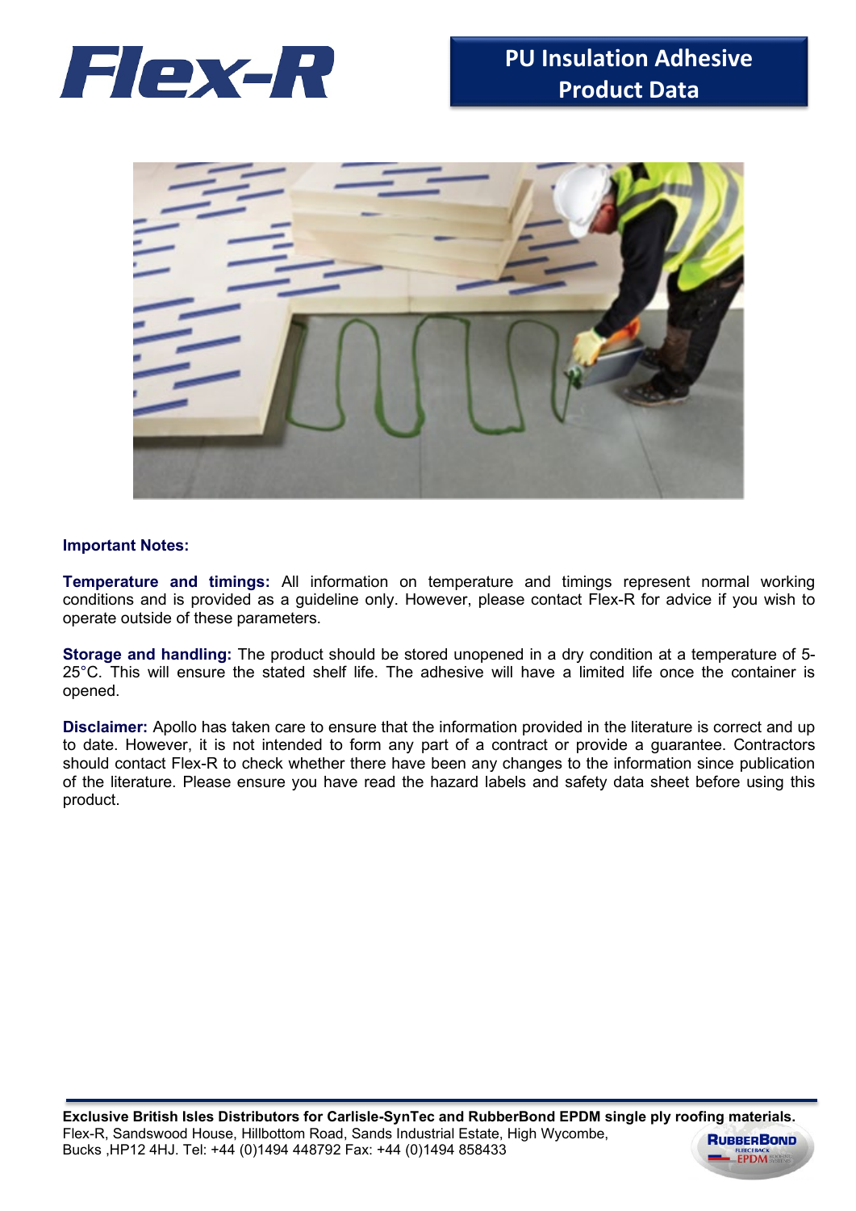**Important Notes:**

**Temperature and timings:** All information on temperature and timings represent normal working conditions and is provided as a guideline only. However, please contact Flex-R for advice if you wish to operate outside of these parameters.

**Storage and handling:** The product should be stored unopened in a dry condition at a temperature of 5-25°C. This will ensure the stated shelf life. The adhesive will have a limited life once the container is opened.

**Disclaimer:** Apollo has taken care to ensure that the information provided in the literature is correct and up to date. However, it is not intended to form any part of a contract or provide a guarantee. Contractors should contact Flex-R to check whether there have been any changes to the information since publication of the literature. Please ensure you have read the hazard labels and safety data sheet before using this product.

**Exclusive British Isles Distributors for Carlisle-SynTec and RubberBond EPDM single ply roofing materials.**
Flex-R, Sandswood House, Hillbottom Road, Sands Industrial Estate, High Wycombe, Bucks ,HP12 4HJ. Tel: +44 (0)1494 448792 Fax: +44 (0)1494 858433